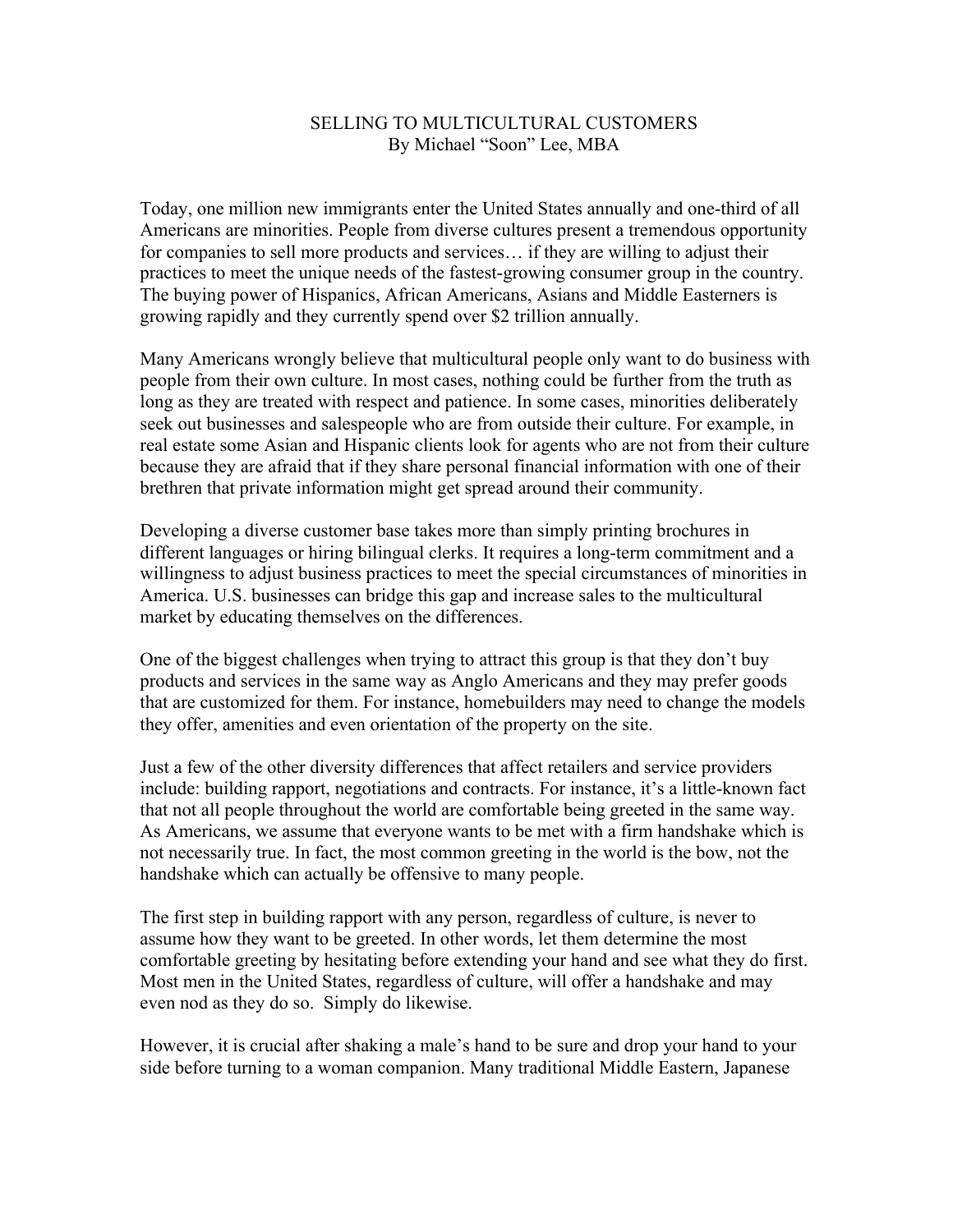# SELLING TO MULTICULTURAL CUSTOMERS

By Michael "Soon" Lee, MBA

Today, one million new immigrants enter the United States annually and one-third of all Americans are minorities. People from diverse cultures present a tremendous opportunity for companies to sell more products and services… if they are willing to adjust their practices to meet the unique needs of the fastest-growing consumer group in the country. The buying power of Hispanics, African Americans, Asians and Middle Easterners is growing rapidly and they currently spend over $2 trillion annually.

Many Americans wrongly believe that multicultural people only want to do business with people from their own culture. In most cases, nothing could be further from the truth as long as they are treated with respect and patience. In some cases, minorities deliberately seek out businesses and salespeople who are from outside their culture. For example, in real estate some Asian and Hispanic clients look for agents who are not from their culture because they are afraid that if they share personal financial information with one of their brethren that private information might get spread around their community.

Developing a diverse customer base takes more than simply printing brochures in different languages or hiring bilingual clerks. It requires a long-term commitment and a willingness to adjust business practices to meet the special circumstances of minorities in America. U.S. businesses can bridge this gap and increase sales to the multicultural market by educating themselves on the differences.

One of the biggest challenges when trying to attract this group is that they don't buy products and services in the same way as Anglo Americans and they may prefer goods that are customized for them. For instance, homebuilders may need to change the models they offer, amenities and even orientation of the property on the site.

Just a few of the other diversity differences that affect retailers and service providers include: building rapport, negotiations and contracts. For instance, it's a little-known fact that not all people throughout the world are comfortable being greeted in the same way. As Americans, we assume that everyone wants to be met with a firm handshake which is not necessarily true. In fact, the most common greeting in the world is the bow, not the handshake which can actually be offensive to many people.

The first step in building rapport with any person, regardless of culture, is never to assume how they want to be greeted. In other words, let them determine the most comfortable greeting by hesitating before extending your hand and see what they do first. Most men in the United States, regardless of culture, will offer a handshake and may even nod as they do so. Simply do likewise.

However, it is crucial after shaking a male's hand to be sure and drop your hand to your side before turning to a woman companion. Many traditional Middle Eastern, Japanese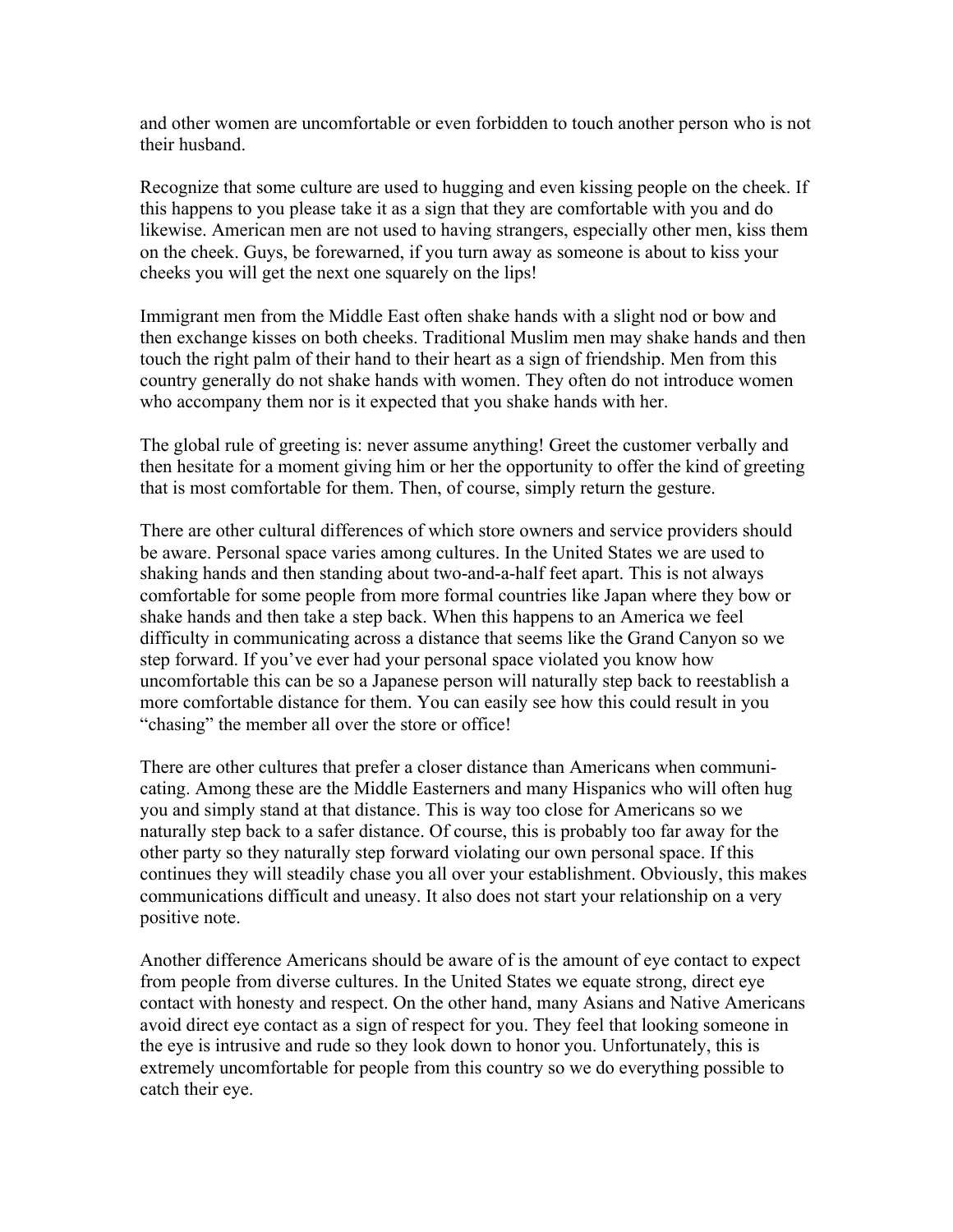and other women are uncomfortable or even forbidden to touch another person who is not their husband.

Recognize that some culture are used to hugging and even kissing people on the cheek. If this happens to you please take it as a sign that they are comfortable with you and do likewise. American men are not used to having strangers, especially other men, kiss them on the cheek. Guys, be forewarned, if you turn away as someone is about to kiss your cheeks you will get the next one squarely on the lips!

Immigrant men from the Middle East often shake hands with a slight nod or bow and then exchange kisses on both cheeks. Traditional Muslim men may shake hands and then touch the right palm of their hand to their heart as a sign of friendship. Men from this country generally do not shake hands with women. They often do not introduce women who accompany them nor is it expected that you shake hands with her.

The global rule of greeting is: never assume anything! Greet the customer verbally and then hesitate for a moment giving him or her the opportunity to offer the kind of greeting that is most comfortable for them. Then, of course, simply return the gesture.

There are other cultural differences of which store owners and service providers should be aware. Personal space varies among cultures. In the United States we are used to shaking hands and then standing about two-and-a-half feet apart. This is not always comfortable for some people from more formal countries like Japan where they bow or shake hands and then take a step back. When this happens to an America we feel difficulty in communicating across a distance that seems like the Grand Canyon so we step forward. If you've ever had your personal space violated you know how uncomfortable this can be so a Japanese person will naturally step back to reestablish a more comfortable distance for them. You can easily see how this could result in you "chasing" the member all over the store or office!

There are other cultures that prefer a closer distance than Americans when communicating. Among these are the Middle Easterners and many Hispanics who will often hug you and simply stand at that distance. This is way too close for Americans so we naturally step back to a safer distance. Of course, this is probably too far away for the other party so they naturally step forward violating our own personal space. If this continues they will steadily chase you all over your establishment. Obviously, this makes communications difficult and uneasy. It also does not start your relationship on a very positive note.

Another difference Americans should be aware of is the amount of eye contact to expect from people from diverse cultures. In the United States we equate strong, direct eye contact with honesty and respect. On the other hand, many Asians and Native Americans avoid direct eye contact as a sign of respect for you. They feel that looking someone in the eye is intrusive and rude so they look down to honor you. Unfortunately, this is extremely uncomfortable for people from this country so we do everything possible to catch their eye.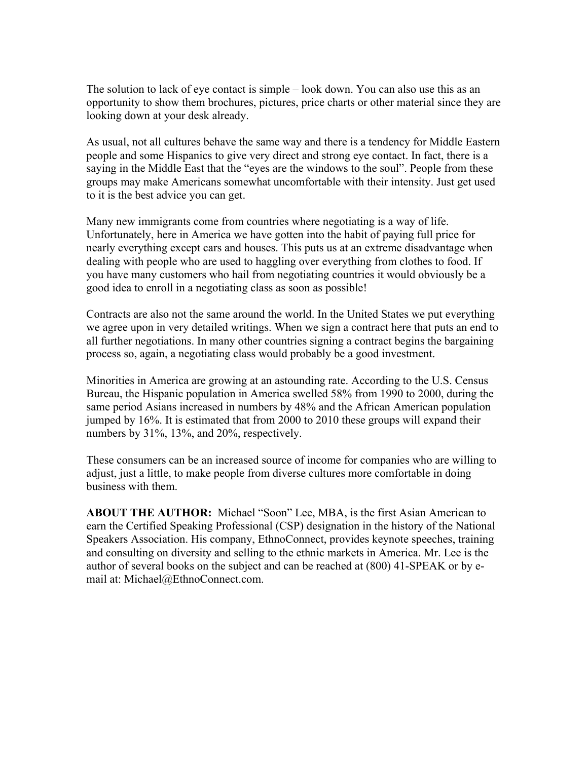The solution to lack of eye contact is simple – look down. You can also use this as an opportunity to show them brochures, pictures, price charts or other material since they are looking down at your desk already.

As usual, not all cultures behave the same way and there is a tendency for Middle Eastern people and some Hispanics to give very direct and strong eye contact. In fact, there is a saying in the Middle East that the "eyes are the windows to the soul". People from these groups may make Americans somewhat uncomfortable with their intensity. Just get used to it is the best advice you can get.

Many new immigrants come from countries where negotiating is a way of life. Unfortunately, here in America we have gotten into the habit of paying full price for nearly everything except cars and houses. This puts us at an extreme disadvantage when dealing with people who are used to haggling over everything from clothes to food. If you have many customers who hail from negotiating countries it would obviously be a good idea to enroll in a negotiating class as soon as possible!

Contracts are also not the same around the world. In the United States we put everything we agree upon in very detailed writings. When we sign a contract here that puts an end to all further negotiations. In many other countries signing a contract begins the bargaining process so, again, a negotiating class would probably be a good investment.

Minorities in America are growing at an astounding rate. According to the U.S. Census Bureau, the Hispanic population in America swelled 58% from 1990 to 2000, during the same period Asians increased in numbers by 48% and the African American population jumped by 16%. It is estimated that from 2000 to 2010 these groups will expand their numbers by 31%, 13%, and 20%, respectively.

These consumers can be an increased source of income for companies who are willing to adjust, just a little, to make people from diverse cultures more comfortable in doing business with them.

**ABOUT THE AUTHOR:** Michael "Soon" Lee, MBA, is the first Asian American to earn the Certified Speaking Professional (CSP) designation in the history of the National Speakers Association. His company, EthnoConnect, provides keynote speeches, training and consulting on diversity and selling to the ethnic markets in America. Mr. Lee is the author of several books on the subject and can be reached at (800) 41-SPEAK or by e-mail at: Michael@EthnoConnect.com.